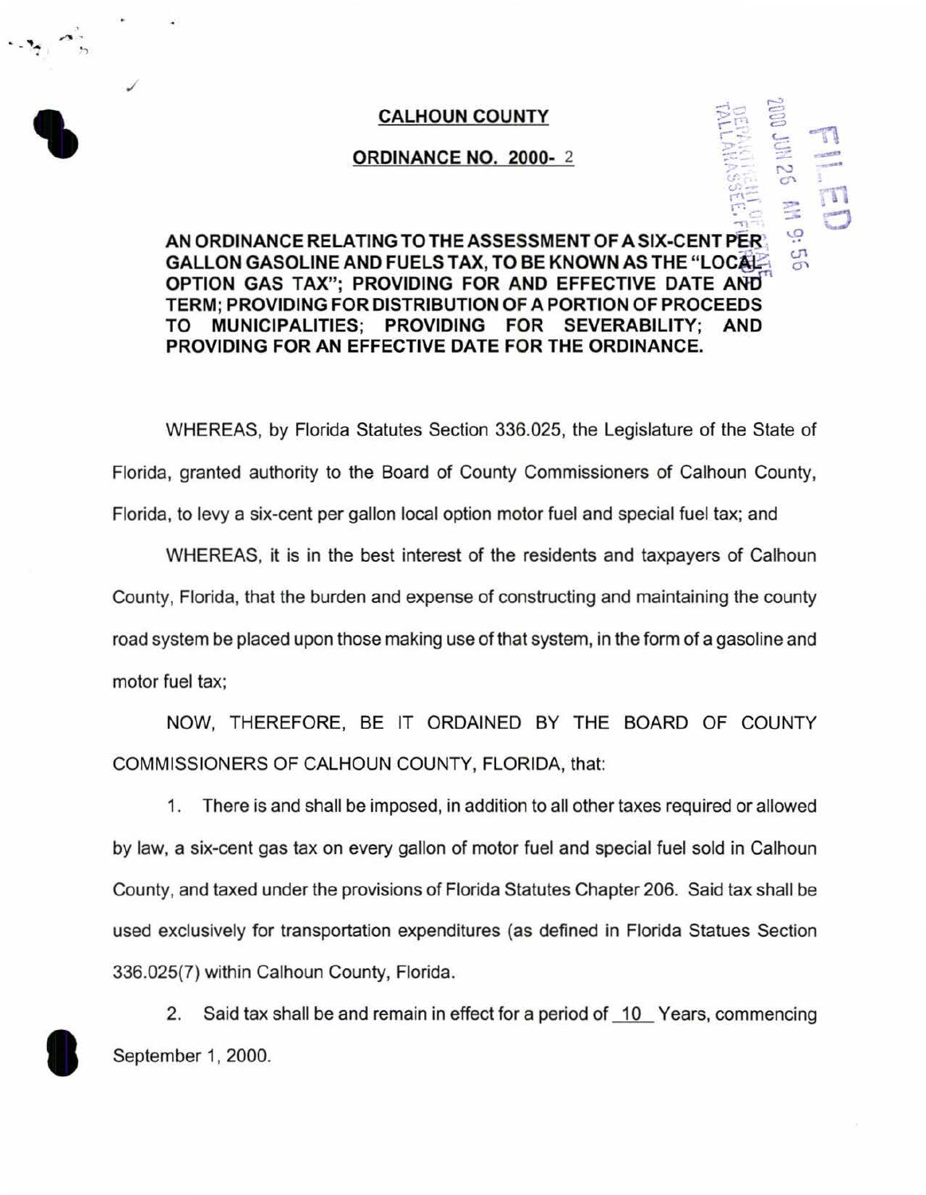**CALHOUN COUNTY**

**ORDINANCE NO. 2000- 2**

FILED
2000 JUN 26 AM 9:56
DEPARTMENT OF STATE
TALLAHASSEE, FLORIDA

**AN ORDINANCE RELATING TO THE ASSESSMENT OF A SIX-CENT PER GALLON GASOLINE AND FUELS TAX, TO BE KNOWN AS THE "LOCAL OPTION GAS TAX"; PROVIDING FOR AND EFFECTIVE DATE AND TERM; PROVIDING FOR DISTRIBUTION OF A PORTION OF PROCEEDS TO MUNICIPALITIES; PROVIDING FOR SEVERABILITY; AND PROVIDING FOR AN EFFECTIVE DATE FOR THE ORDINANCE.**

WHEREAS, by Florida Statutes Section 336.025, the Legislature of the State of Florida, granted authority to the Board of County Commissioners of Calhoun County, Florida, to levy a six-cent per gallon local option motor fuel and special fuel tax; and

WHEREAS, it is in the best interest of the residents and taxpayers of Calhoun County, Florida, that the burden and expense of constructing and maintaining the county road system be placed upon those making use of that system, in the form of a gasoline and motor fuel tax;

NOW, THEREFORE, BE IT ORDAINED BY THE BOARD OF COUNTY COMMISSIONERS OF CALHOUN COUNTY, FLORIDA, that:

1. There is and shall be imposed, in addition to all other taxes required or allowed by law, a six-cent gas tax on every gallon of motor fuel and special fuel sold in Calhoun County, and taxed under the provisions of Florida Statutes Chapter 206. Said tax shall be used exclusively for transportation expenditures (as defined in Florida Statues Section 336.025(7) within Calhoun County, Florida.

2. Said tax shall be and remain in effect for a period of 10 Years, commencing September 1, 2000.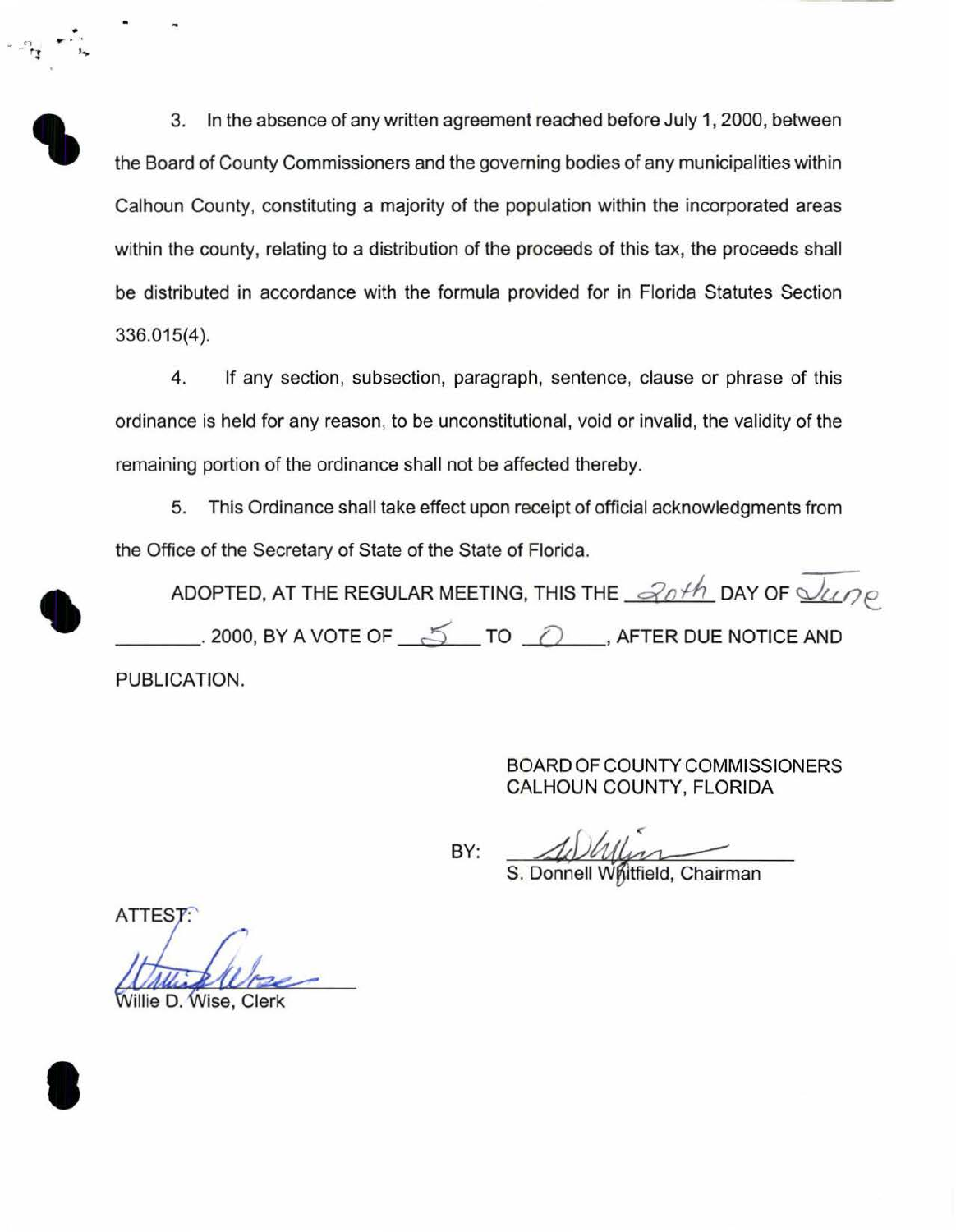3. In the absence of any written agreement reached before July 1, 2000, between the Board of County Commissioners and the governing bodies of any municipalities within Calhoun County, constituting a majority of the population within the incorporated areas within the county, relating to a distribution of the proceeds of this tax, the proceeds shall be distributed in accordance with the formula provided for in Florida Statutes Section 336.015(4).

4. If any section, subsection, paragraph, sentence, clause or phrase of this ordinance is held for any reason, to be unconstitutional, void or invalid, the validity of the remaining portion of the ordinance shall not be affected thereby.

5. This Ordinance shall take effect upon receipt of official acknowledgments from the Office of the Secretary of State of the State of Florida.

ADOPTED, AT THE REGULAR MEETING, THIS THE 20th DAY OF June, 2000, BY A VOTE OF 5 TO 0, AFTER DUE NOTICE AND PUBLICATION.

BOARD OF COUNTY COMMISSIONERS
CALHOUN COUNTY, FLORIDA

BY: ______________________
S. Donnell Whitfield, Chairman

ATTEST:

______________________
Willie D. Wise, Clerk